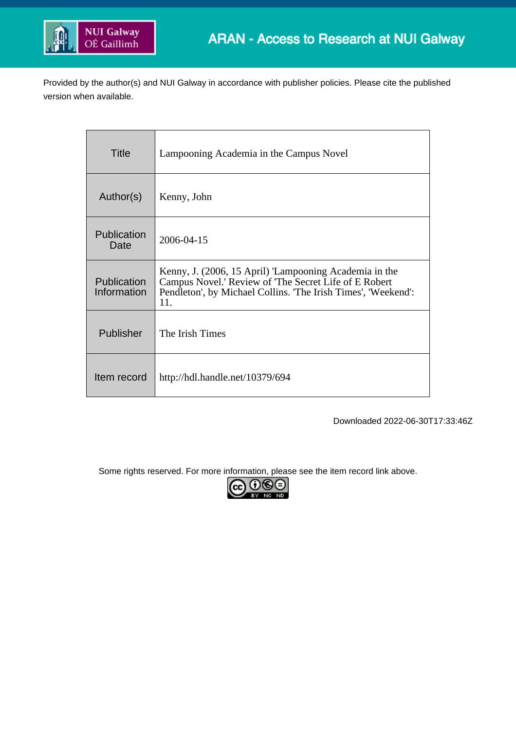NUI Galway
OÉ Gaillimh

ARAN - Access to Research at NUI Galway

Provided by the author(s) and NUI Galway in accordance with publisher policies. Please cite the published version when available.

| | |
|---|---|
| Title | Lampooning Academia in the Campus Novel |
| Author(s) | Kenny, John |
| Publication Date | 2006-04-15 |
| Publication Information | Kenny, J. (2006, 15 April) 'Lampooning Academia in the Campus Novel.' Review of 'The Secret Life of E Robert Pendleton', by Michael Collins. 'The Irish Times', 'Weekend': 11. |
| Publisher | The Irish Times |
| Item record | http://hdl.handle.net/10379/694 |

Downloaded 2022-06-30T17:33:46Z

Some rights reserved. For more information, please see the item record link above.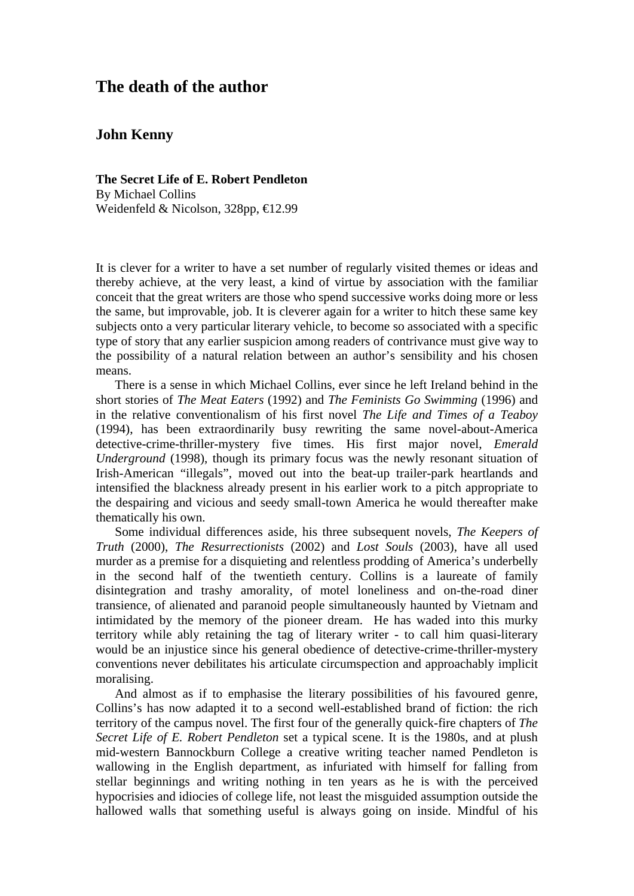# The death of the author

## John Kenny

**The Secret Life of E. Robert Pendleton**
By Michael Collins
Weidenfeld & Nicolson, 328pp, €12.99

It is clever for a writer to have a set number of regularly visited themes or ideas and thereby achieve, at the very least, a kind of virtue by association with the familiar conceit that the great writers are those who spend successive works doing more or less the same, but improvable, job. It is cleverer again for a writer to hitch these same key subjects onto a very particular literary vehicle, to become so associated with a specific type of story that any earlier suspicion among readers of contrivance must give way to the possibility of a natural relation between an author's sensibility and his chosen means.

There is a sense in which Michael Collins, ever since he left Ireland behind in the short stories of *The Meat Eaters* (1992) and *The Feminists Go Swimming* (1996) and in the relative conventionalism of his first novel *The Life and Times of a Teaboy* (1994), has been extraordinarily busy rewriting the same novel-about-America detective-crime-thriller-mystery five times. His first major novel, *Emerald Underground* (1998), though its primary focus was the newly resonant situation of Irish-American "illegals", moved out into the beat-up trailer-park heartlands and intensified the blackness already present in his earlier work to a pitch appropriate to the despairing and vicious and seedy small-town America he would thereafter make thematically his own.

Some individual differences aside, his three subsequent novels, *The Keepers of Truth* (2000), *The Resurrectionists* (2002) and *Lost Souls* (2003), have all used murder as a premise for a disquieting and relentless prodding of America's underbelly in the second half of the twentieth century. Collins is a laureate of family disintegration and trashy amorality, of motel loneliness and on-the-road diner transience, of alienated and paranoid people simultaneously haunted by Vietnam and intimidated by the memory of the pioneer dream. He has waded into this murky territory while ably retaining the tag of literary writer - to call him quasi-literary would be an injustice since his general obedience of detective-crime-thriller-mystery conventions never debilitates his articulate circumspection and approachably implicit moralising.

And almost as if to emphasise the literary possibilities of his favoured genre, Collins's has now adapted it to a second well-established brand of fiction: the rich territory of the campus novel. The first four of the generally quick-fire chapters of *The Secret Life of E. Robert Pendleton* set a typical scene. It is the 1980s, and at plush mid-western Bannockburn College a creative writing teacher named Pendleton is wallowing in the English department, as infuriated with himself for falling from stellar beginnings and writing nothing in ten years as he is with the perceived hypocrisies and idiocies of college life, not least the misguided assumption outside the hallowed walls that something useful is always going on inside. Mindful of his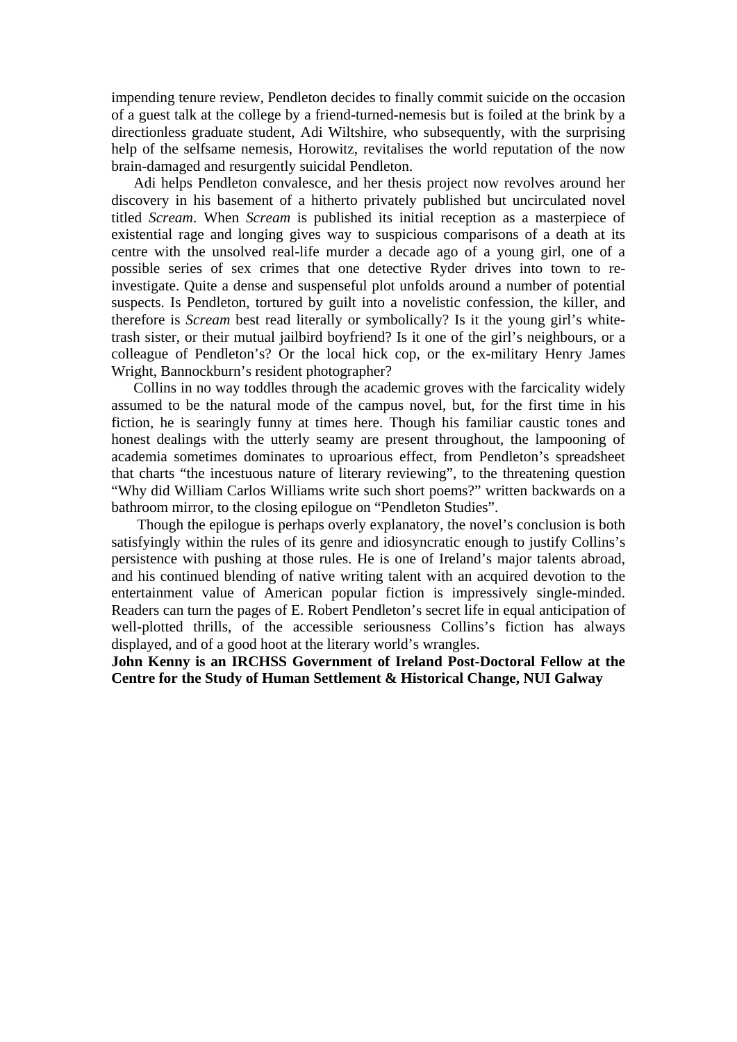impending tenure review, Pendleton decides to finally commit suicide on the occasion of a guest talk at the college by a friend-turned-nemesis but is foiled at the brink by a directionless graduate student, Adi Wiltshire, who subsequently, with the surprising help of the selfsame nemesis, Horowitz, revitalises the world reputation of the now brain-damaged and resurgently suicidal Pendleton.

Adi helps Pendleton convalesce, and her thesis project now revolves around her discovery in his basement of a hitherto privately published but uncirculated novel titled *Scream*. When *Scream* is published its initial reception as a masterpiece of existential rage and longing gives way to suspicious comparisons of a death at its centre with the unsolved real-life murder a decade ago of a young girl, one of a possible series of sex crimes that one detective Ryder drives into town to re-investigate. Quite a dense and suspenseful plot unfolds around a number of potential suspects. Is Pendleton, tortured by guilt into a novelistic confession, the killer, and therefore is *Scream* best read literally or symbolically? Is it the young girl's white-trash sister, or their mutual jailbird boyfriend? Is it one of the girl's neighbours, or a colleague of Pendleton's? Or the local hick cop, or the ex-military Henry James Wright, Bannockburn's resident photographer?

Collins in no way toddles through the academic groves with the farcicality widely assumed to be the natural mode of the campus novel, but, for the first time in his fiction, he is searingly funny at times here. Though his familiar caustic tones and honest dealings with the utterly seamy are present throughout, the lampooning of academia sometimes dominates to uproarious effect, from Pendleton's spreadsheet that charts "the incestuous nature of literary reviewing", to the threatening question "Why did William Carlos Williams write such short poems?" written backwards on a bathroom mirror, to the closing epilogue on "Pendleton Studies".

Though the epilogue is perhaps overly explanatory, the novel's conclusion is both satisfyingly within the rules of its genre and idiosyncratic enough to justify Collins's persistence with pushing at those rules. He is one of Ireland's major talents abroad, and his continued blending of native writing talent with an acquired devotion to the entertainment value of American popular fiction is impressively single-minded. Readers can turn the pages of E. Robert Pendleton's secret life in equal anticipation of well-plotted thrills, of the accessible seriousness Collins's fiction has always displayed, and of a good hoot at the literary world's wrangles.

**John Kenny is an IRCHSS Government of Ireland Post-Doctoral Fellow at the Centre for the Study of Human Settlement & Historical Change, NUI Galway**